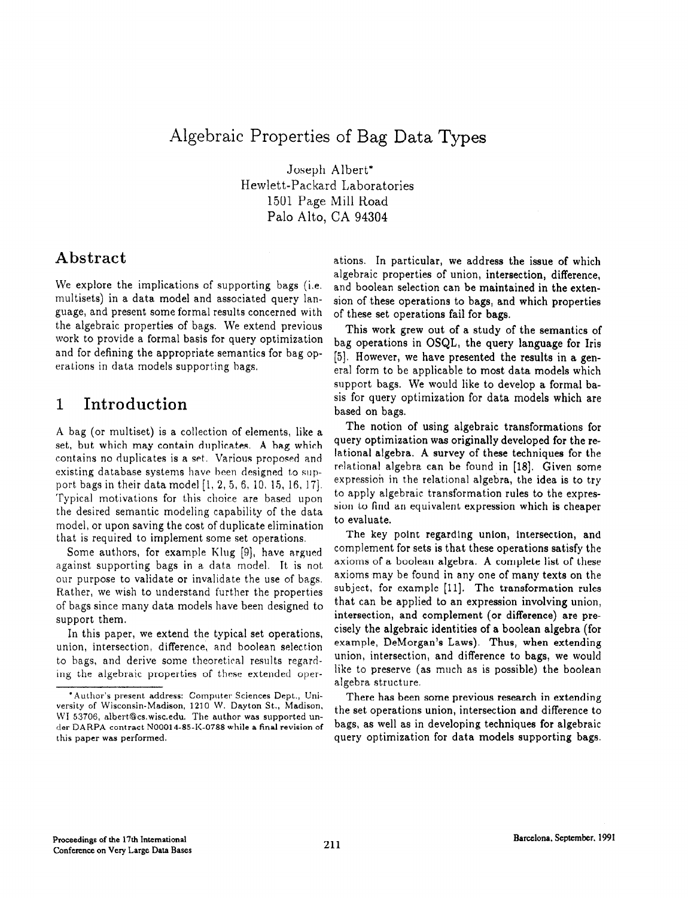# Algebraic Properties of Bag Data Types

Joseph Albert*
Hewlett-Packard Laboratories
1501 Page Mill Road
Palo Alto, CA 94304

## Abstract

We explore the implications of supporting bags (i.e. multisets) in a data model and associated query language, and present some formal results concerned with the algebraic properties of bags. We extend previous work to provide a formal basis for query optimization and for defining the appropriate semantics for bag operations in data models supporting bags.

## 1 Introduction

A bag (or multiset) is a collection of elements, like a set, but which may contain duplicates. A bag which contains no duplicates is a set. Various proposed and existing database systems have been designed to support bags in their data model [1, 2, 5, 6, 10, 15, 16, 17]. Typical motivations for this choice are based upon the desired semantic modeling capability of the data model, or upon saving the cost of duplicate elimination that is required to implement some set operations.

Some authors, for example Klug [9], have argued against supporting bags in a data model. It is not our purpose to validate or invalidate the use of bags. Rather, we wish to understand further the properties of bags since many data models have been designed to support them.

In this paper, we extend the typical set operations, union, intersection, difference, and boolean selection to bags, and derive some theoretical results regarding the algebraic properties of these extended operations. In particular, we address the issue of which algebraic properties of union, intersection, difference, and boolean selection can be maintained in the extension of these operations to bags, and which properties of these set operations fail for bags.

This work grew out of a study of the semantics of bag operations in OSQL, the query language for Iris [5]. However, we have presented the results in a general form to be applicable to most data models which support bags. We would like to develop a formal basis for query optimization for data models which are based on bags.

The notion of using algebraic transformations for query optimization was originally developed for the relational algebra. A survey of these techniques for the relational algebra can be found in [18]. Given some expression in the relational algebra, the idea is to try to apply algebraic transformation rules to the expression to find an equivalent expression which is cheaper to evaluate.

The key point regarding union, intersection, and complement for sets is that these operations satisfy the axioms of a boolean algebra. A complete list of these axioms may be found in any one of many texts on the subject, for example [11]. The transformation rules that can be applied to an expression involving union, intersection, and complement (or difference) are precisely the algebraic identities of a boolean algebra (for example, DeMorgan's Laws). Thus, when extending union, intersection, and difference to bags, we would like to preserve (as much as is possible) the boolean algebra structure.

There has been some previous research in extending the set operations union, intersection and difference to bags, as well as in developing techniques for algebraic query optimization for data models supporting bags.

*Author's present address: Computer Sciences Dept., University of Wisconsin-Madison, 1210 W. Dayton St., Madison, WI 53706, albert@cs.wisc.edu. The author was supported under DARPA contract N00014-85-K-0788 while a final revision of this paper was performed.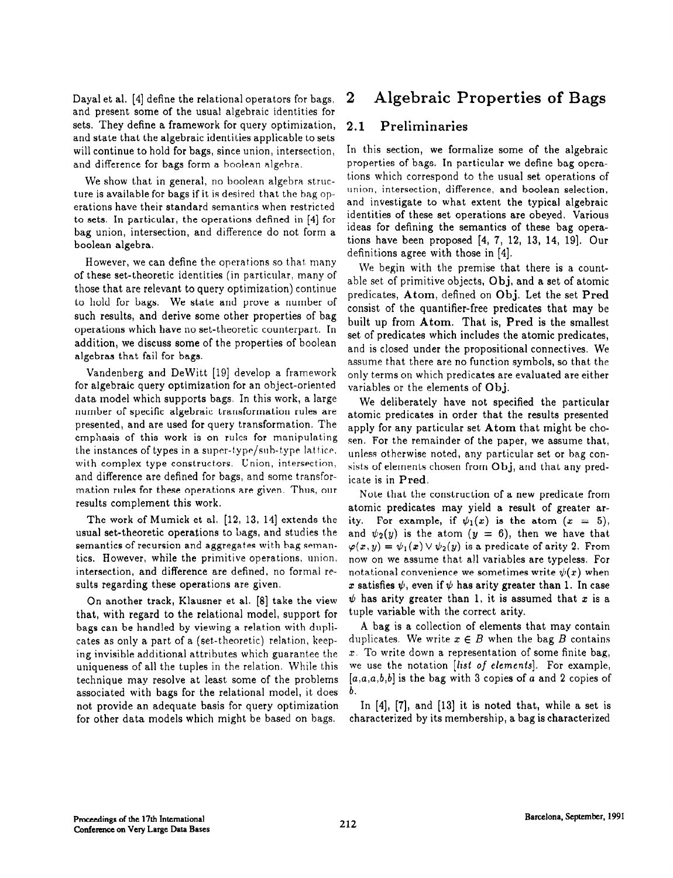Dayal et al. [4] define the relational operators for bags, and present some of the usual algebraic identities for sets. They define a framework for query optimization, and state that the algebraic identities applicable to sets will continue to hold for bags, since union, intersection, and difference for bags form a boolean algebra.

We show that in general, no boolean algebra structure is available for bags if it is desired that the bag operations have their standard semantics when restricted to sets. In particular, the operations defined in [4] for bag union, intersection, and difference do not form a boolean algebra.

However, we can define the operations so that many of these set-theoretic identities (in particular, many of those that are relevant to query optimization) continue to hold for bags. We state and prove a number of such results, and derive some other properties of bag operations which have no set-theoretic counterpart. In addition, we discuss some of the properties of boolean algebras that fail for bags.

Vandenberg and DeWitt [19] develop a framework for algebraic query optimization for an object-oriented data model which supports bags. In this work, a large number of specific algebraic transformation rules are presented, and are used for query transformation. The emphasis of this work is on rules for manipulating the instances of types in a super-type/sub-type lattice, with complex type constructors. Union, intersection, and difference are defined for bags, and some transformation rules for these operations are given. Thus, our results complement this work.

The work of Mumick et al. [12, 13, 14] extends the usual set-theoretic operations to bags, and studies the semantics of recursion and aggregates with bag semantics. However, while the primitive operations, union, intersection, and difference are defined, no formal results regarding these operations are given.

On another track, Klausner et al. [8] take the view that, with regard to the relational model, support for bags can be handled by viewing a relation with duplicates as only a part of a (set-theoretic) relation, keeping invisible additional attributes which guarantee the uniqueness of all the tuples in the relation. While this technique may resolve at least some of the problems associated with bags for the relational model, it does not provide an adequate basis for query optimization for other data models which might be based on bags.

# 2 Algebraic Properties of Bags

## 2.1 Preliminaries

In this section, we formalize some of the algebraic properties of bags. In particular we define bag operations which correspond to the usual set operations of union, intersection, difference, and boolean selection, and investigate to what extent the typical algebraic identities of these set operations are obeyed. Various ideas for defining the semantics of these bag operations have been proposed [4, 7, 12, 13, 14, 19]. Our definitions agree with those in [4].

We begin with the premise that there is a countable set of primitive objects, **Obj**, and a set of atomic predicates, **Atom**, defined on **Obj**. Let the set **Pred** consist of the quantifier-free predicates that may be built up from **Atom**. That is, **Pred** is the smallest set of predicates which includes the atomic predicates, and is closed under the propositional connectives. We assume that there are no function symbols, so that the only terms on which predicates are evaluated are either variables or the elements of **Obj**.

We deliberately have not specified the particular atomic predicates in order that the results presented apply for any particular set **Atom** that might be chosen. For the remainder of the paper, we assume that, unless otherwise noted, any particular set or bag consists of elements chosen from **Obj**, and that any predicate is in **Pred**.

Note that the construction of a new predicate from atomic predicates may yield a result of greater arity. For example, if $\psi_1(x)$ is the atom $(x = 5)$, and $\psi_2(y)$ is the atom $(y = 6)$, then we have that $\varphi(x, y) = \psi_1(x) \vee \psi_2(y)$ is a predicate of arity 2. From now on we assume that all variables are typeless. For notational convenience we sometimes write $\psi(x)$ when $x$ satisfies $\psi$, even if $\psi$ has arity greater than 1. In case $\psi$ has arity greater than 1, it is assumed that $x$ is a tuple variable with the correct arity.

A bag is a collection of elements that may contain duplicates. We write $x \in B$ when the bag $B$ contains $x$. To write down a representation of some finite bag, we use the notation [*list of elements*]. For example, $[a,a,a,b,b]$ is the bag with 3 copies of $a$ and 2 copies of $b$.

In [4], [7], and [13] it is noted that, while a set is characterized by its membership, a bag is characterized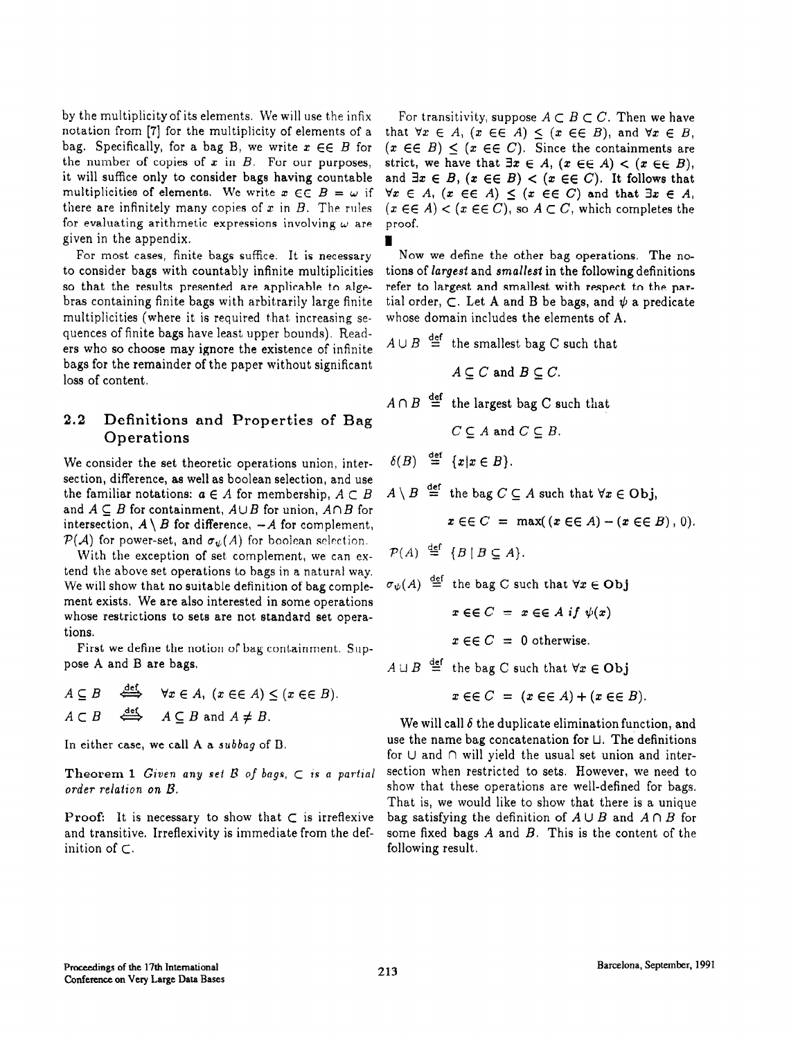by the multiplicity of its elements. We will use the infix notation from [7] for the multiplicity of elements of a bag. Specifically, for a bag B, we write $x \in\in B$ for the number of copies of $x$ in $B$. For our purposes, it will suffice only to consider bags having countable multiplicities of elements. We write $x \in\in B = \omega$ if there are infinitely many copies of $x$ in $B$. The rules for evaluating arithmetic expressions involving $\omega$ are given in the appendix.

For most cases, finite bags suffice. It is necessary to consider bags with countably infinite multiplicities so that the results presented are applicable to algebras containing finite bags with arbitrarily large finite multiplicities (where it is required that increasing sequences of finite bags have least upper bounds). Readers who so choose may ignore the existence of infinite bags for the remainder of the paper without significant loss of content.

## 2.2 Definitions and Properties of Bag Operations

We consider the set theoretic operations union, intersection, difference, as well as boolean selection, and use the familiar notations: $a \in A$ for membership, $A \subset B$ and $A \subseteq B$ for containment, $A \cup B$ for union, $A \cap B$ for intersection, $A \setminus B$ for difference, $-A$ for complement, $\mathcal{P}(A)$ for power-set, and $\sigma_\psi(A)$ for boolean selection.

With the exception of set complement, we can extend the above set operations to bags in a natural way. We will show that no suitable definition of bag complement exists. We are also interested in some operations whose restrictions to sets are not standard set operations.

First we define the notion of bag containment. Suppose A and B are bags.

$$A \subseteq B \quad \stackrel{\text{def}}{\Longleftrightarrow} \quad \forall x \in A,\ (x \in\in A) \leq (x \in\in B).$$

$$A \subset B \quad \stackrel{\text{def}}{\Longleftrightarrow} \quad A \subseteq B \text{ and } A \neq B.$$

In either case, we call A a *subbag* of B.

**Theorem 1** *Given any set $\mathcal{B}$ of bags, $\subset$ is a partial order relation on $\mathcal{B}$.*

**Proof:** It is necessary to show that $\subset$ is irreflexive and transitive. Irreflexivity is immediate from the definition of $\subset$.

For transitivity, suppose $A \subset B \subset C$. Then we have that $\forall x \in A$, $(x \in\in A) \leq (x \in\in B)$, and $\forall x \in B$, $(x \in\in B) \leq (x \in\in C)$. Since the containments are strict, we have that $\exists x \in A$, $(x \in\in A) < (x \in\in B)$, and $\exists x \in B$, $(x \in\in B) < (x \in\in C)$. It follows that $\forall x \in A$, $(x \in\in A) \leq (x \in\in C)$ and that $\exists x \in A$, $(x \in\in A) < (x \in\in C)$, so $A \subset C$, which completes the proof.

∎

Now we define the other bag operations. The notions of *largest* and *smallest* in the following definitions refer to largest and smallest with respect to the partial order, $\subset$. Let A and B be bags, and $\psi$ a predicate whose domain includes the elements of A.

$$A \cup B \stackrel{\text{def}}{=} \text{the smallest bag C such that } A \subseteq C \text{ and } B \subseteq C.$$

$$A \cap B \stackrel{\text{def}}{=} \text{the largest bag C such that } C \subseteq A \text{ and } C \subseteq B.$$

$$\delta(B) \stackrel{\text{def}}{=} \{x \mid x \in B\}.$$

$$A \setminus B \stackrel{\text{def}}{=} \text{the bag } C \subseteq A \text{ such that } \forall x \in \mathbf{Obj},\ x \in\in C = \max((x \in\in A) - (x \in\in B),\ 0).$$

$$\mathcal{P}(A) \stackrel{\text{def}}{=} \{B \mid B \subseteq A\}.$$

$$\sigma_\psi(A) \stackrel{\text{def}}{=} \text{the bag C such that } \forall x \in \mathbf{Obj}$$
$$x \in\in C = x \in\in A \textit{ if } \psi(x)$$
$$x \in\in C = 0 \text{ otherwise.}$$

$$A \sqcup B \stackrel{\text{def}}{=} \text{the bag C such that } \forall x \in \mathbf{Obj}\ \ x \in\in C = (x \in\in A) + (x \in\in B).$$

We will call $\delta$ the duplicate elimination function, and use the name bag concatenation for $\sqcup$. The definitions for $\cup$ and $\cap$ will yield the usual set union and intersection when restricted to sets. However, we need to show that these operations are well-defined for bags. That is, we would like to show that there is a unique bag satisfying the definition of $A \cup B$ and $A \cap B$ for some fixed bags $A$ and $B$. This is the content of the following result.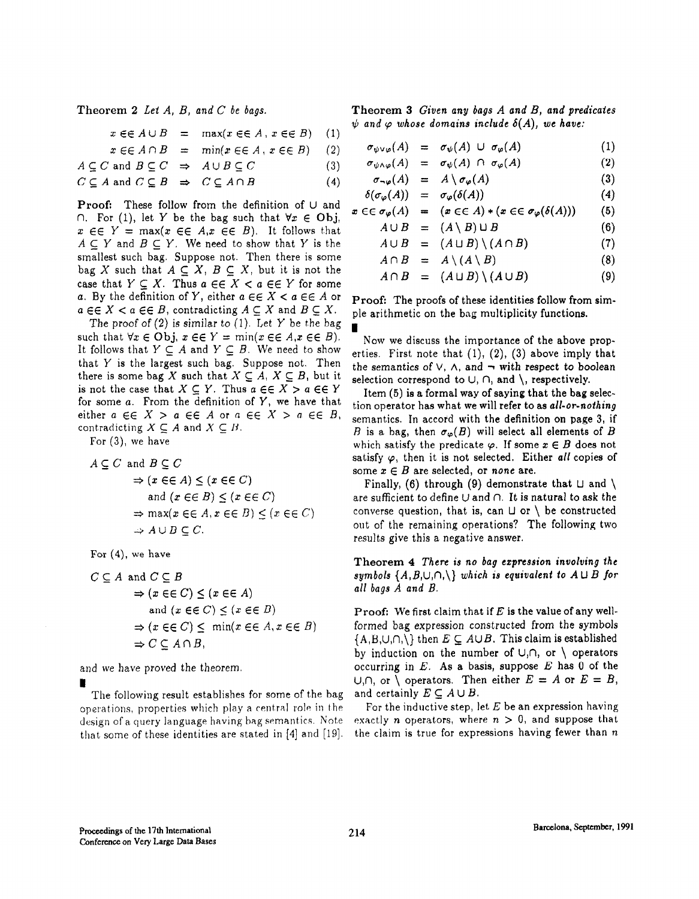**Theorem 2** *Let A, B, and C be bags.*

$$x \in\in A \cup B = \max(x \in\in A, x \in\in B) \quad (1)$$

$$x \in\in A \cap B = \min(x \in\in A, x \in\in B) \quad (2)$$

$$A \subseteq C \text{ and } B \subseteq C \Rightarrow A \cup B \subseteq C \quad (3)$$

$$C \subseteq A \text{ and } C \subseteq B \Rightarrow C \subseteq A \cap B \quad (4)$$

**Proof:** These follow from the definition of $\cup$ and $\cap$. For (1), let $Y$ be the bag such that $\forall x \in \mathbf{Obj}$, $x \in\in Y = \max(x \in\in A, x \in\in B)$. It follows that $A \subseteq Y$ and $B \subseteq Y$. We need to show that $Y$ is the smallest such bag. Suppose not. Then there is some bag $X$ such that $A \subseteq X$, $B \subseteq X$, but it is not the case that $Y \subseteq X$. Thus $a \in\in X < a \in\in Y$ for some $a$. By the definition of $Y$, either $a \in\in X < a \in\in A$ or $a \in\in X < a \in\in B$, contradicting $A \subseteq X$ and $B \subseteq X$.

The proof of (2) is similar to (1). Let $Y$ be the bag such that $\forall x \in \mathbf{Obj}$, $x \in\in Y = \min(x \in\in A, x \in\in B)$. It follows that $Y \subseteq A$ and $Y \subseteq B$. We need to show that $Y$ is the largest such bag. Suppose not. Then there is some bag $X$ such that $X \subseteq A$, $X \subseteq B$, but it is not the case that $X \subseteq Y$. Thus $a \in\in X > a \in\in Y$ for some $a$. From the definition of $Y$, we have that either $a \in\in X > a \in\in A$ or $a \in\in X > a \in\in B$, contradicting $X \subseteq A$ and $X \subseteq B$.

For (3), we have

$$\begin{aligned} A \subseteq C \text{ and } B \subseteq C & \\ &\Rightarrow (x \in\in A) \leq (x \in\in C) \\ &\quad \text{and } (x \in\in B) \leq (x \in\in C) \\ &\Rightarrow \max(x \in\in A, x \in\in B) \leq (x \in\in C) \\ &\Rightarrow A \cup B \subseteq C. \end{aligned}$$

For (4), we have

$$\begin{aligned} C \subseteq A \text{ and } C \subseteq B & \\ &\Rightarrow (x \in\in C) \leq (x \in\in A) \\ &\quad \text{and } (x \in\in C) \leq (x \in\in B) \\ &\Rightarrow (x \in\in C) \leq \min(x \in\in A, x \in\in B) \\ &\Rightarrow C \subseteq A \cap B, \end{aligned}$$

and we have proved the theorem.

∎

The following result establishes for some of the bag operations, properties which play a central role in the design of a query language having bag semantics. Note that some of these identities are stated in [4] and [19].

**Theorem 3** *Given any bags A and B, and predicates $\psi$ and $\varphi$ whose domains include $\delta(A)$, we have:*

$$\sigma_{\psi \vee \varphi}(A) = \sigma_{\psi}(A) \cup \sigma_{\varphi}(A) \quad (1)$$

$$\sigma_{\psi \wedge \varphi}(A) = \sigma_{\psi}(A) \cap \sigma_{\varphi}(A) \quad (2)$$

$$\sigma_{\neg \varphi}(A) = A \setminus \sigma_{\varphi}(A) \quad (3)$$

$$\delta(\sigma_{\varphi}(A)) = \sigma_{\varphi}(\delta(A)) \quad (4)$$

$$x \in\in \sigma_{\varphi}(A) = (x \in\in A) * (x \in\in \sigma_{\varphi}(\delta(A))) \quad (5)$$

$$A \cup B = (A \setminus B) \sqcup B \quad (6)$$

$$A \cup B = (A \sqcup B) \setminus (A \cap B) \quad (7)$$

$$A \cap B = A \setminus (A \setminus B) \quad (8)$$

$$A \cap B = (A \sqcup B) \setminus (A \cup B) \quad (9)$$

**Proof:** The proofs of these identities follow from simple arithmetic on the bag multiplicity functions.

∎

Now we discuss the importance of the above properties. First note that (1), (2), (3) above imply that the semantics of $\vee$, $\wedge$, and $\neg$ with respect to boolean selection correspond to $\cup$, $\cap$, and $\setminus$, respectively.

Item (5) is a formal way of saying that the bag selection operator has what we will refer to as *all-or-nothing* semantics. In accord with the definition on page 3, if $B$ is a bag, then $\sigma_{\varphi}(B)$ will select all elements of $B$ which satisfy the predicate $\varphi$. If some $x \in B$ does not satisfy $\varphi$, then it is not selected. Either *all* copies of some $x \in B$ are selected, or *none* are.

Finally, (6) through (9) demonstrate that $\sqcup$ and $\setminus$ are sufficient to define $\cup$ and $\cap$. It is natural to ask the converse question, that is, can $\sqcup$ or $\setminus$ be constructed out of the remaining operations? The following two results give this a negative answer.

**Theorem 4** *There is no bag expression involving the symbols $\{A, B, \cup, \cap, \setminus\}$ which is equivalent to $A \sqcup B$ for all bags A and B.*

**Proof:** We first claim that if $E$ is the value of any well-formed bag expression constructed from the symbols $\{A, B, \cup, \cap, \setminus\}$ then $E \subseteq A \cup B$. This claim is established by induction on the number of $\cup, \cap$, or $\setminus$ operators occurring in $E$. As a basis, suppose $E$ has 0 of the $\cup, \cap$, or $\setminus$ operators. Then either $E = A$ or $E = B$, and certainly $E \subseteq A \cup B$.

For the inductive step, let $E$ be an expression having exactly $n$ operators, where $n > 0$, and suppose that the claim is true for expressions having fewer than $n$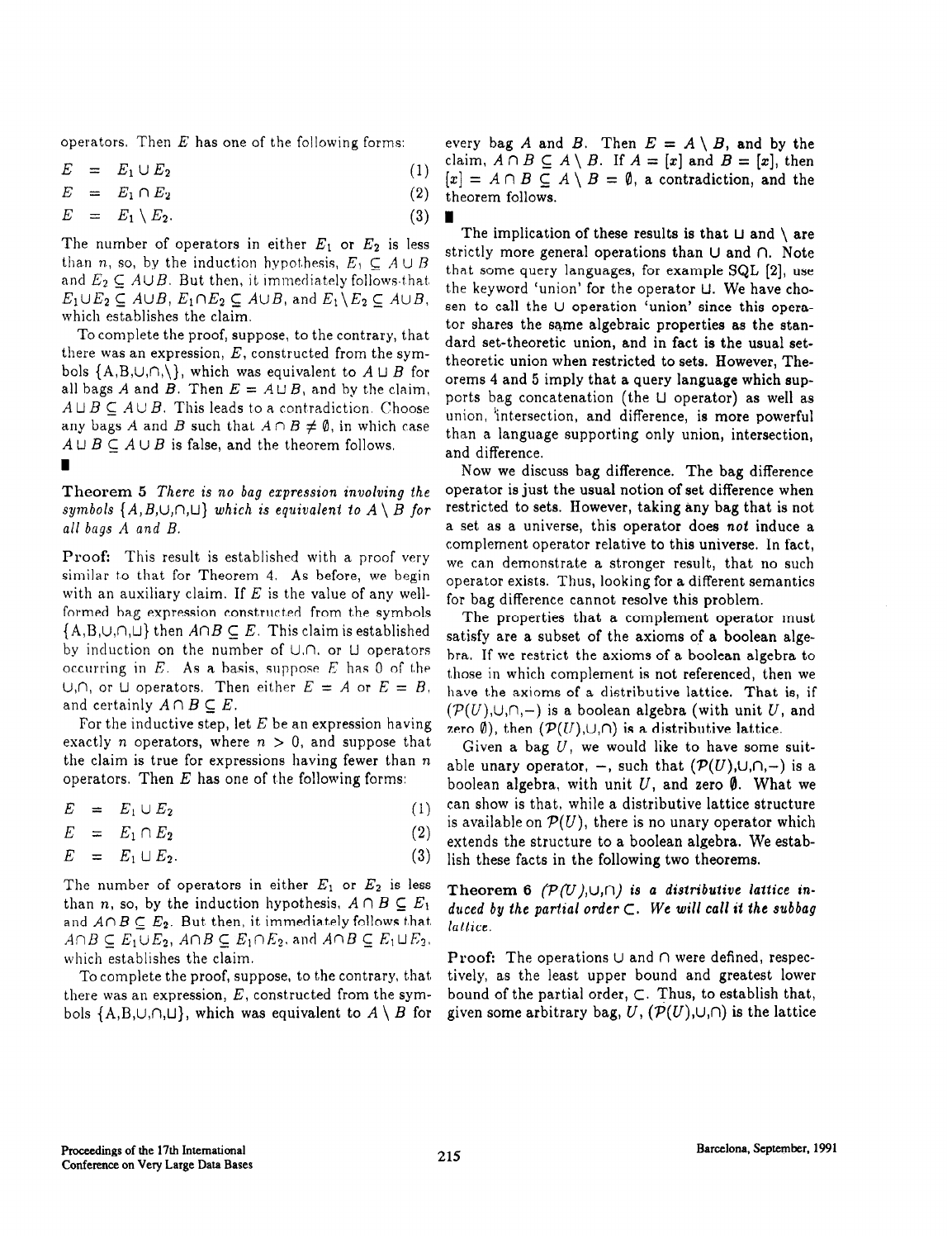operators. Then $E$ has one of the following forms:

$$E = E_1 \cup E_2 \quad (1)$$
$$E = E_1 \cap E_2 \quad (2)$$
$$E = E_1 \setminus E_2. \quad (3)$$

The number of operators in either $E_1$ or $E_2$ is less than $n$, so, by the induction hypothesis, $E_1 \subseteq A \cup B$ and $E_2 \subseteq A \cup B$. But then, it immediately follows that $E_1 \cup E_2 \subseteq A \cup B$, $E_1 \cap E_2 \subseteq A \cup B$, and $E_1 \setminus E_2 \subseteq A \cup B$, which establishes the claim.

To complete the proof, suppose, to the contrary, that there was an expression, $E$, constructed from the symbols $\{A, B, \cup, \cap, \setminus\}$, which was equivalent to $A \sqcup B$ for all bags $A$ and $B$. Then $E = A \sqcup B$, and by the claim, $A \sqcup B \subseteq A \cup B$. This leads to a contradiction. Choose any bags $A$ and $B$ such that $A \cap B \neq \emptyset$, in which case $A \sqcup B \subseteq A \cup B$ is false, and the theorem follows.

∎

**Theorem 5** *There is no bag expression involving the symbols $\{A, B, \cup, \cap, \sqcup\}$ which is equivalent to $A \setminus B$ for all bags $A$ and $B$.*

**Proof:** This result is established with a proof very similar to that for Theorem 4. As before, we begin with an auxiliary claim. If $E$ is the value of any well-formed bag expression constructed from the symbols $\{A, B, \cup, \cap, \sqcup\}$ then $A \cap B \subseteq E$. This claim is established by induction on the number of $\cup, \cap$, or $\sqcup$ operators occurring in $E$. As a basis, suppose $E$ has 0 of the $\cup, \cap$, or $\sqcup$ operators. Then either $E = A$ or $E = B$, and certainly $A \cap B \subseteq E$.

For the inductive step, let $E$ be an expression having exactly $n$ operators, where $n > 0$, and suppose that the claim is true for expressions having fewer than $n$ operators. Then $E$ has one of the following forms:

$$E = E_1 \cup E_2 \quad (1)$$
$$E = E_1 \cap E_2 \quad (2)$$
$$E = E_1 \sqcup E_2. \quad (3)$$

The number of operators in either $E_1$ or $E_2$ is less than $n$, so, by the induction hypothesis, $A \cap B \subseteq E_1$ and $A \cap B \subseteq E_2$. But then, it immediately follows that $A \cap B \subseteq E_1 \cup E_2$, $A \cap B \subseteq E_1 \cap E_2$, and $A \cap B \subseteq E_1 \sqcup E_2$, which establishes the claim.

To complete the proof, suppose, to the contrary, that there was an expression, $E$, constructed from the symbols $\{A, B, \cup, \cap, \sqcup\}$, which was equivalent to $A \setminus B$ for every bag $A$ and $B$. Then $E = A \setminus B$, and by the claim, $A \cap B \subseteq A \setminus B$. If $A = [x]$ and $B = [x]$, then $[x] = A \cap B \subseteq A \setminus B = \emptyset$, a contradiction, and the theorem follows.

∎

The implication of these results is that $\sqcup$ and $\setminus$ are strictly more general operations than $\cup$ and $\cap$. Note that some query languages, for example SQL [2], use the keyword 'union' for the operator $\sqcup$. We have chosen to call the $\cup$ operation 'union' since this operator shares the same algebraic properties as the standard set-theoretic union, and in fact is the usual set-theoretic union when restricted to sets. However, Theorems 4 and 5 imply that a query language which supports bag concatenation (the $\sqcup$ operator) as well as union, intersection, and difference, is more powerful than a language supporting only union, intersection, and difference.

Now we discuss bag difference. The bag difference operator is just the usual notion of set difference when restricted to sets. However, taking any bag that is not a set as a universe, this operator does *not* induce a complement operator relative to this universe. In fact, we can demonstrate a stronger result, that no such operator exists. Thus, looking for a different semantics for bag difference cannot resolve this problem.

The properties that a complement operator must satisfy are a subset of the axioms of a boolean algebra. If we restrict the axioms of a boolean algebra to those in which complement is not referenced, then we have the axioms of a distributive lattice. That is, if $(\mathcal{P}(U), \cup, \cap, -)$ is a boolean algebra (with unit $U$, and zero $\emptyset$), then $(\mathcal{P}(U), \cup, \cap)$ is a distributive lattice.

Given a bag $U$, we would like to have some suitable unary operator, $-$, such that $(\mathcal{P}(U), \cup, \cap, -)$ is a boolean algebra, with unit $U$, and zero $\emptyset$. What we can show is that, while a distributive lattice structure is available on $\mathcal{P}(U)$, there is no unary operator which extends the structure to a boolean algebra. We establish these facts in the following two theorems.

**Theorem 6** *$(\mathcal{P}(U), \cup, \cap)$ is a distributive lattice induced by the partial order $\subseteq$. We will call it the subbag lattice.*

**Proof:** The operations $\cup$ and $\cap$ were defined, respectively, as the least upper bound and greatest lower bound of the partial order, $\subseteq$. Thus, to establish that, given some arbitrary bag, $U$, $(\mathcal{P}(U), \cup, \cap)$ is the lattice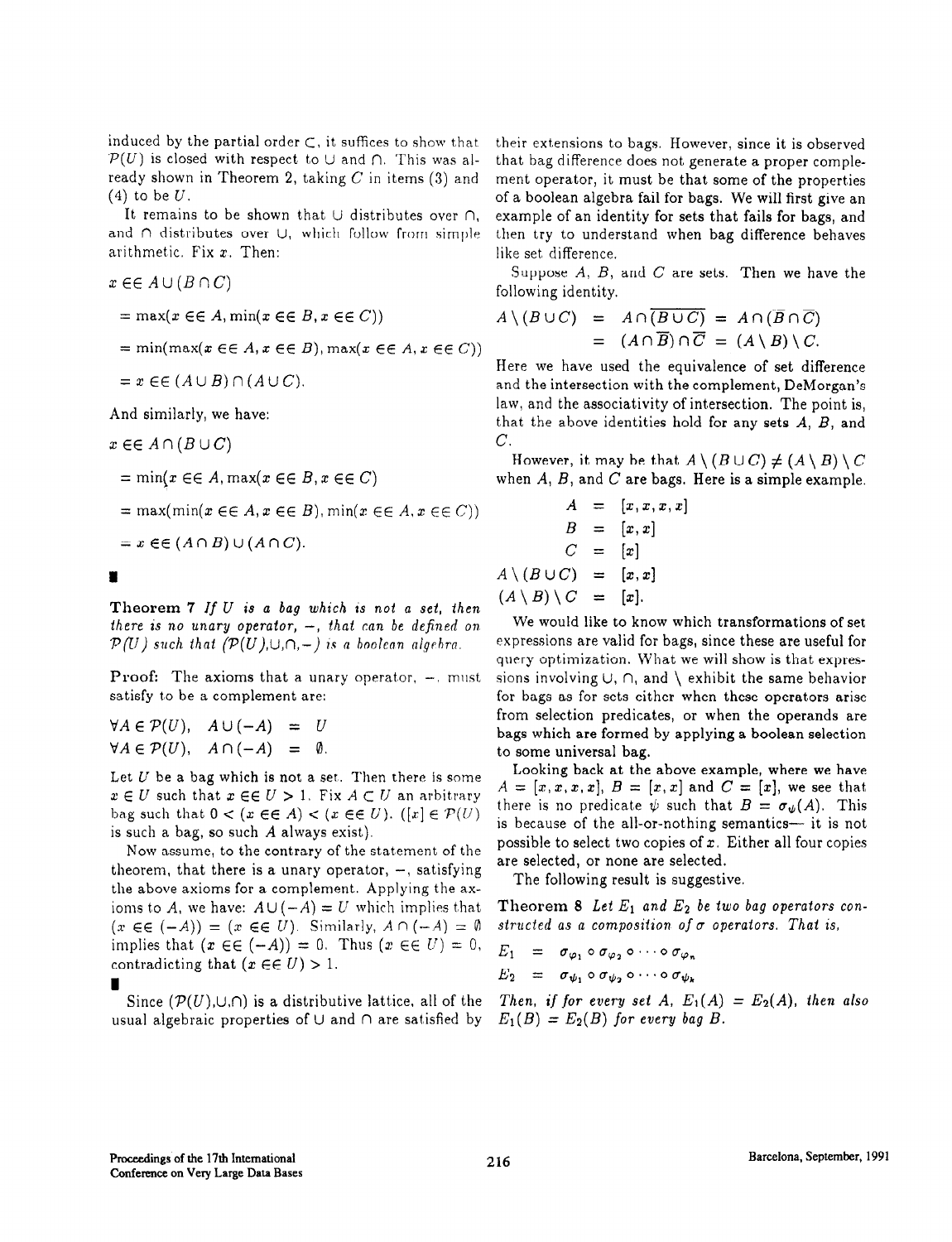induced by the partial order $\subset$, it suffices to show that $\mathcal{P}(U)$ is closed with respect to $\cup$ and $\cap$. This was already shown in Theorem 2, taking $C$ in items (3) and (4) to be $U$.

It remains to be shown that $\cup$ distributes over $\cap$, and $\cap$ distributes over $\cup$, which follow from simple arithmetic. Fix $x$. Then:

$x \in\in A \cup (B \cap C)$

$= \max(x \in\in A, \min(x \in\in B, x \in\in C))$

$= \min(\max(x \in\in A, x \in\in B), \max(x \in\in A, x \in\in C))$

$= x \in\in (A \cup B) \cap (A \cup C)$.

And similarly, we have:

$x \in\in A \cap (B \cup C)$

$= \min(x \in\in A, \max(x \in\in B, x \in\in C)$

$= \max(\min(x \in\in A, x \in\in B), \min(x \in\in A, x \in\in C))$

$= x \in\in (A \cap B) \cup (A \cap C)$.

∎

**Theorem 7** *If $U$ is a bag which is not a set, then there is no unary operator, $-$, that can be defined on $\mathcal{P}(U)$ such that $(\mathcal{P}(U), \cup, \cap, -)$ is a boolean algebra.*

**Proof:** The axioms that a unary operator, $-$, must satisfy to be a complement are:

$$\forall A \in \mathcal{P}(U), \quad A \cup (-A) = U$$
$$\forall A \in \mathcal{P}(U), \quad A \cap (-A) = \emptyset.$$

Let $U$ be a bag which is not a set. Then there is some $x \in U$ such that $x \in\in U > 1$. Fix $A \subset U$ an arbitrary bag such that $0 < (x \in\in A) < (x \in\in U)$. ($[x] \in \mathcal{P}(U)$ is such a bag, so such $A$ always exist).

Now assume, to the contrary of the statement of the theorem, that there is a unary operator, $-$, satisfying the above axioms for a complement. Applying the axioms to $A$, we have: $A \cup (-A) = U$ which implies that $(x \in\in (-A)) = (x \in\in U)$. Similarly, $A \cap (-A) = \emptyset$ implies that $(x \in\in (-A)) = 0$. Thus $(x \in\in U) = 0$, contradicting that $(x \in\in U) > 1$.

∎

Since $(\mathcal{P}(U), \cup, \cap)$ is a distributive lattice, all of the usual algebraic properties of $\cup$ and $\cap$ are satisfied by their extensions to bags. However, since it is observed that bag difference does not generate a proper complement operator, it must be that some of the properties of a boolean algebra fail for bags. We will first give an example of an identity for sets that fails for bags, and then try to understand when bag difference behaves like set difference.

Suppose $A$, $B$, and $C$ are sets. Then we have the following identity.

$$A \setminus (B \cup C) = A \cap \overline{(B \cup C)} = A \cap (\overline{B} \cap \overline{C})$$
$$= (A \cap \overline{B}) \cap \overline{C} = (A \setminus B) \setminus C.$$

Here we have used the equivalence of set difference and the intersection with the complement, DeMorgan's law, and the associativity of intersection. The point is, that the above identities hold for any sets $A$, $B$, and $C$.

However, it may be that $A \setminus (B \cup C) \neq (A \setminus B) \setminus C$ when $A$, $B$, and $C$ are bags. Here is a simple example.

$$\begin{aligned} A &= [x, x, x, x] \\ B &= [x, x] \\ C &= [x] \\ A \setminus (B \cup C) &= [x, x] \\ (A \setminus B) \setminus C &= [x]. \end{aligned}$$

We would like to know which transformations of set expressions are valid for bags, since these are useful for query optimization. What we will show is that expressions involving $\cup$, $\cap$, and $\setminus$ exhibit the same behavior for bags as for sets either when these operators arise from selection predicates, or when the operands are bags which are formed by applying a boolean selection to some universal bag.

Looking back at the above example, where we have $A = [x, x, x, x]$, $B = [x, x]$ and $C = [x]$, we see that there is no predicate $\psi$ such that $B = \sigma_\psi(A)$. This is because of the all-or-nothing semantics— it is not possible to select two copies of $x$. Either all four copies are selected, or none are selected.

The following result is suggestive.

**Theorem 8** *Let $E_1$ and $E_2$ be two bag operators constructed as a composition of $\sigma$ operators. That is,*

$$E_1 = \sigma_{\varphi_1} \circ \sigma_{\varphi_2} \circ \cdots \circ \sigma_{\varphi_n}$$
$$E_2 = \sigma_{\psi_1} \circ \sigma_{\psi_2} \circ \cdots \circ \sigma_{\psi_k}$$

*Then, if for every set $A$, $E_1(A) = E_2(A)$, then also $E_1(B) = E_2(B)$ for every bag $B$.*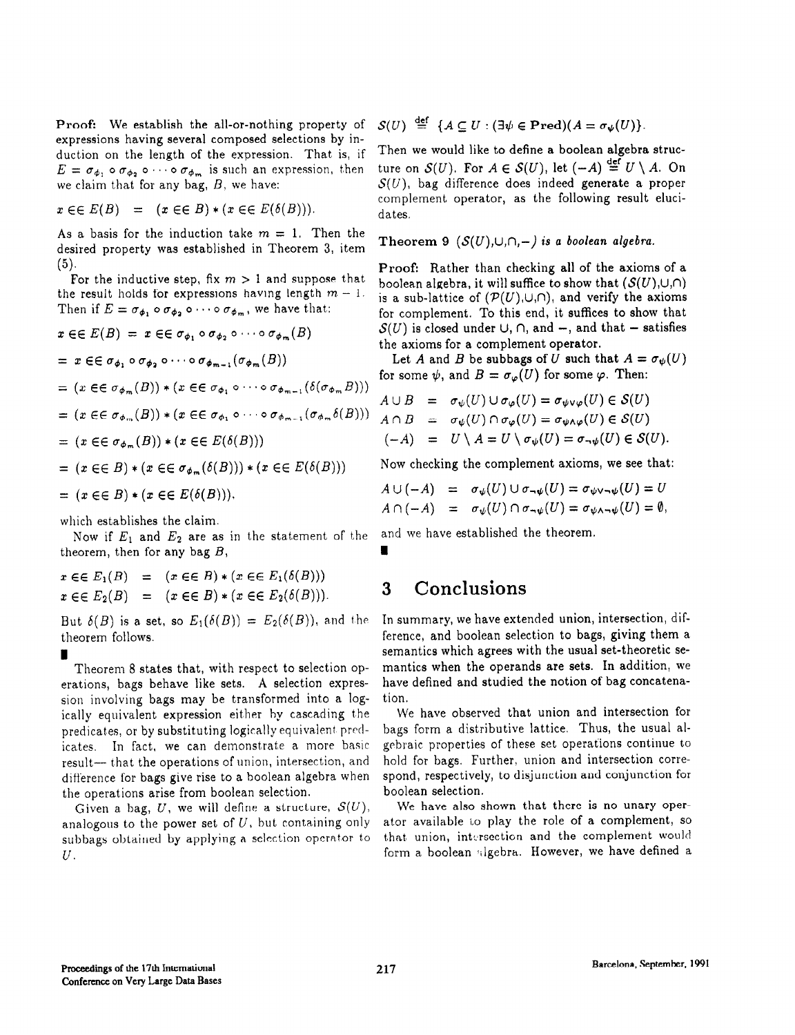**Proof:** We establish the all-or-nothing property of expressions having several composed selections by induction on the length of the expression. That is, if $E = \sigma_{\phi_1} \circ \sigma_{\phi_2} \circ \cdots \circ \sigma_{\phi_m}$ is such an expression, then we claim that for any bag, $B$, we have:

$$x \in\in E(B) \quad = \quad (x \in\in B) * (x \in\in E(\delta(B))).$$

As a basis for the induction take $m = 1$. Then the desired property was established in Theorem 3, item (5).

For the inductive step, fix $m > 1$ and suppose that the result holds for expressions having length $m-1$. Then if $E = \sigma_{\phi_1} \circ \sigma_{\phi_2} \circ \cdots \circ \sigma_{\phi_m}$, we have that:

$$
\begin{aligned}
x \in\in E(B) &= x \in\in \sigma_{\phi_1} \circ \sigma_{\phi_2} \circ \cdots \circ \sigma_{\phi_m}(B) \\
&= x \in\in \sigma_{\phi_1} \circ \sigma_{\phi_2} \circ \cdots \circ \sigma_{\phi_{m-1}}(\sigma_{\phi_m}(B)) \\
&= (x \in\in \sigma_{\phi_m}(B)) * (x \in\in \sigma_{\phi_1} \circ \cdots \circ \sigma_{\phi_{m-1}}(\delta(\sigma_{\phi_m} B))) \\
&= (x \in\in \sigma_{\phi_m}(B)) * (x \in\in \sigma_{\phi_1} \circ \cdots \circ \sigma_{\phi_{m-1}}(\sigma_{\phi_m} \delta(B))) \\
&= (x \in\in \sigma_{\phi_m}(B)) * (x \in\in E(\delta(B))) \\
&= (x \in\in B) * (x \in\in \sigma_{\phi_m}(\delta(B))) * (x \in\in E(\delta(B))) \\
&= (x \in\in B) * (x \in\in E(\delta(B))),
\end{aligned}
$$

which establishes the claim.

Now if $E_1$ and $E_2$ are as in the statement of the theorem, then for any bag $B$,

$$
\begin{aligned}
x \in\in E_1(B) &= (x \in\in B) * (x \in\in E_1(\delta(B))) \\
x \in\in E_2(B) &= (x \in\in B) * (x \in\in E_2(\delta(B))).
\end{aligned}
$$

But $\delta(B)$ is a set, so $E_1(\delta(B)) = E_2(\delta(B))$, and the theorem follows.

∎

Theorem 8 states that, with respect to selection operations, bags behave like sets. A selection expression involving bags may be transformed into a logically equivalent expression either by cascading the predicates, or by substituting logically equivalent predicates. In fact, we can demonstrate a more basic result— that the operations of union, intersection, and difference for bags give rise to a boolean algebra when the operations arise from boolean selection.

Given a bag, $U$, we will define a structure, $\mathcal{S}(U)$, analogous to the power set of $U$, but containing only subbags obtained by applying a selection operator to $U$.

$$\mathcal{S}(U) \stackrel{\text{def}}{=} \{A \subseteq U : (\exists \psi \in \textbf{Pred})(A = \sigma_\psi(U)\}.$$

Then we would like to define a boolean algebra structure on $\mathcal{S}(U)$. For $A \in \mathcal{S}(U)$, let $(-A) \stackrel{\text{def}}{=} U \setminus A$. On $\mathcal{S}(U)$, bag difference does indeed generate a proper complement operator, as the following result elucidates.

**Theorem 9** *($\mathcal{S}(U)$,$\cup$,$\cap$,$-$) is a boolean algebra.*

**Proof:** Rather than checking all of the axioms of a boolean algebra, it will suffice to show that ($\mathcal{S}(U)$,$\cup$,$\cap$) is a sub-lattice of ($\mathcal{P}(U)$,$\cup$,$\cap$), and verify the axioms for complement. To this end, it suffices to show that $\mathcal{S}(U)$ is closed under $\cup$, $\cap$, and $-$, and that $-$ satisfies the axioms for a complement operator.

Let $A$ and $B$ be subbags of $U$ such that $A = \sigma_\psi(U)$ for some $\psi$, and $B = \sigma_\varphi(U)$ for some $\varphi$. Then:

$$
\begin{aligned}
A \cup B &= \sigma_\psi(U) \cup \sigma_\varphi(U) = \sigma_{\psi \vee \varphi}(U) \in \mathcal{S}(U) \\
A \cap B &= \sigma_\psi(U) \cap \sigma_\varphi(U) = \sigma_{\psi \wedge \varphi}(U) \in \mathcal{S}(U) \\
(-A) &= U \setminus A = U \setminus \sigma_\psi(U) = \sigma_{\neg\psi}(U) \in \mathcal{S}(U).
\end{aligned}
$$

Now checking the complement axioms, we see that:

$$
\begin{aligned}
A \cup (-A) &= \sigma_\psi(U) \cup \sigma_{\neg\psi}(U) = \sigma_{\psi \vee \neg\psi}(U) = U \\
A \cap (-A) &= \sigma_\psi(U) \cap \sigma_{\neg\psi}(U) = \sigma_{\psi \wedge \neg\psi}(U) = \emptyset,
\end{aligned}
$$

and we have established the theorem.

∎

## 3 Conclusions

In summary, we have extended union, intersection, difference, and boolean selection to bags, giving them a semantics which agrees with the usual set-theoretic semantics when the operands are sets. In addition, we have defined and studied the notion of bag concatenation.

We have observed that union and intersection for bags form a distributive lattice. Thus, the usual algebraic properties of these set operations continue to hold for bags. Further, union and intersection correspond, respectively, to disjunction and conjunction for boolean selection.

We have also shown that there is no unary operator available to play the role of a complement, so that union, intersection and the complement would form a boolean algebra. However, we have defined a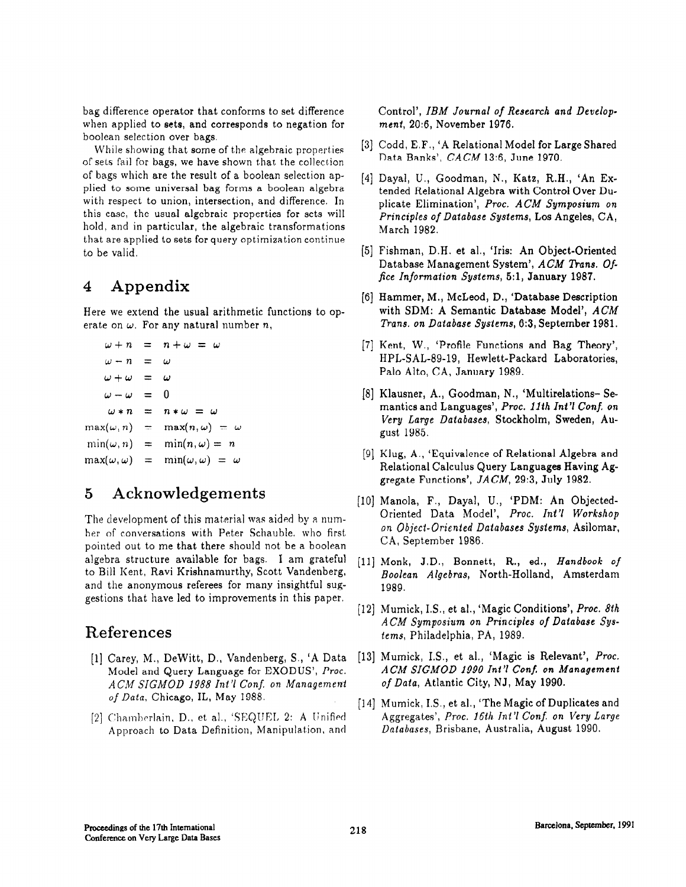bag difference operator that conforms to set difference when applied to sets, and corresponds to negation for boolean selection over bags.

While showing that some of the algebraic properties of sets fail for bags, we have shown that the collection of bags which are the result of a boolean selection applied to some universal bag forms a boolean algebra with respect to union, intersection, and difference. In this case, the usual algebraic properties for sets will hold, and in particular, the algebraic transformations that are applied to sets for query optimization continue to be valid.

# 4 Appendix

Here we extend the usual arithmetic functions to operate on $\omega$. For any natural number $n$,

$$
\begin{aligned}
\omega + n &= n + \omega = \omega \\
\omega - n &= \omega \\
\omega + \omega &= \omega \\
\omega - \omega &= 0 \\
\omega * n &= n * \omega = \omega \\
\max(\omega, n) &= \max(n, \omega) = \omega \\
\min(\omega, n) &= \min(n, \omega) = n \\
\max(\omega, \omega) &= \min(\omega, \omega) = \omega
\end{aligned}
$$

# 5 Acknowledgements

The development of this material was aided by a number of conversations with Peter Schauble, who first pointed out to me that there should not be a boolean algebra structure available for bags. I am grateful to Bill Kent, Ravi Krishnamurthy, Scott Vandenberg, and the anonymous referees for many insightful suggestions that have led to improvements in this paper.

# References

[1] Carey, M., DeWitt, D., Vandenberg, S., 'A Data Model and Query Language for EXODUS', *Proc. ACM SIGMOD 1988 Int'l Conf. on Management of Data*, Chicago, IL, May 1988.

[2] Chamberlain, D., et al., 'SEQUEL 2: A Unified Approach to Data Definition, Manipulation, and Control', *IBM Journal of Research and Development*, 20:6, November 1976.

[3] Codd, E.F., 'A Relational Model for Large Shared Data Banks', *CACM* 13:6, June 1970.

[4] Dayal, U., Goodman, N., Katz, R.H., 'An Extended Relational Algebra with Control Over Duplicate Elimination', *Proc. ACM Symposium on Principles of Database Systems*, Los Angeles, CA, March 1982.

[5] Fishman, D.H. et al., 'Iris: An Object-Oriented Database Management System', *ACM Trans. Office Information Systems*, 5:1, January 1987.

[6] Hammer, M., McLeod, D., 'Database Description with SDM: A Semantic Database Model', *ACM Trans. on Database Systems*, 6:3, September 1981.

[7] Kent, W., 'Profile Functions and Bag Theory', HPL-SAL-89-19, Hewlett-Packard Laboratories, Palo Alto, CA, January 1989.

[8] Klausner, A., Goodman, N., 'Multirelations- Semantics and Languages', *Proc. 11th Int'l Conf. on Very Large Databases*, Stockholm, Sweden, August 1985.

[9] Klug, A., 'Equivalence of Relational Algebra and Relational Calculus Query Languages Having Aggregate Functions', *JACM*, 29:3, July 1982.

[10] Manola, F., Dayal, U., 'PDM: An Objected-Oriented Data Model', *Proc. Int'l Workshop on Object-Oriented Databases Systems*, Asilomar, CA, September 1986.

[11] Monk, J.D., Bonnett, R., ed., *Handbook of Boolean Algebras*, North-Holland, Amsterdam 1989.

[12] Mumick, I.S., et al., 'Magic Conditions', *Proc. 8th ACM Symposium on Principles of Database Systems*, Philadelphia, PA, 1989.

[13] Mumick, I.S., et al., 'Magic is Relevant', *Proc. ACM SIGMOD 1990 Int'l Conf. on Management of Data*, Atlantic City, NJ, May 1990.

[14] Mumick, I.S., et al., 'The Magic of Duplicates and Aggregates', *Proc. 16th Int'l Conf. on Very Large Databases*, Brisbane, Australia, August 1990.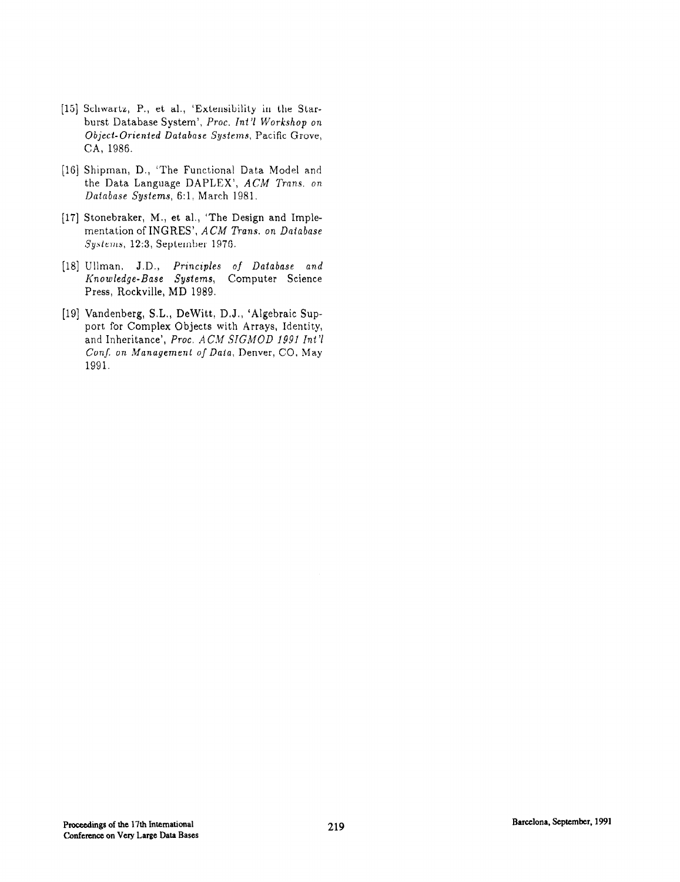[15] Schwartz, P., et al., 'Extensibility in the Starburst Database System', *Proc. Int'l Workshop on Object-Oriented Database Systems*, Pacific Grove, CA, 1986.

[16] Shipman, D., 'The Functional Data Model and the Data Language DAPLEX', *ACM Trans. on Database Systems*, 6:1, March 1981.

[17] Stonebraker, M., et al., 'The Design and Implementation of INGRES', *ACM Trans. on Database Systems*, 12:3, September 1976.

[18] Ullman, J.D., *Principles of Database and Knowledge-Base Systems*, Computer Science Press, Rockville, MD 1989.

[19] Vandenberg, S.L., DeWitt, D.J., 'Algebraic Support for Complex Objects with Arrays, Identity, and Inheritance', *Proc. ACM SIGMOD 1991 Int'l Conf. on Management of Data*, Denver, CO, May 1991.